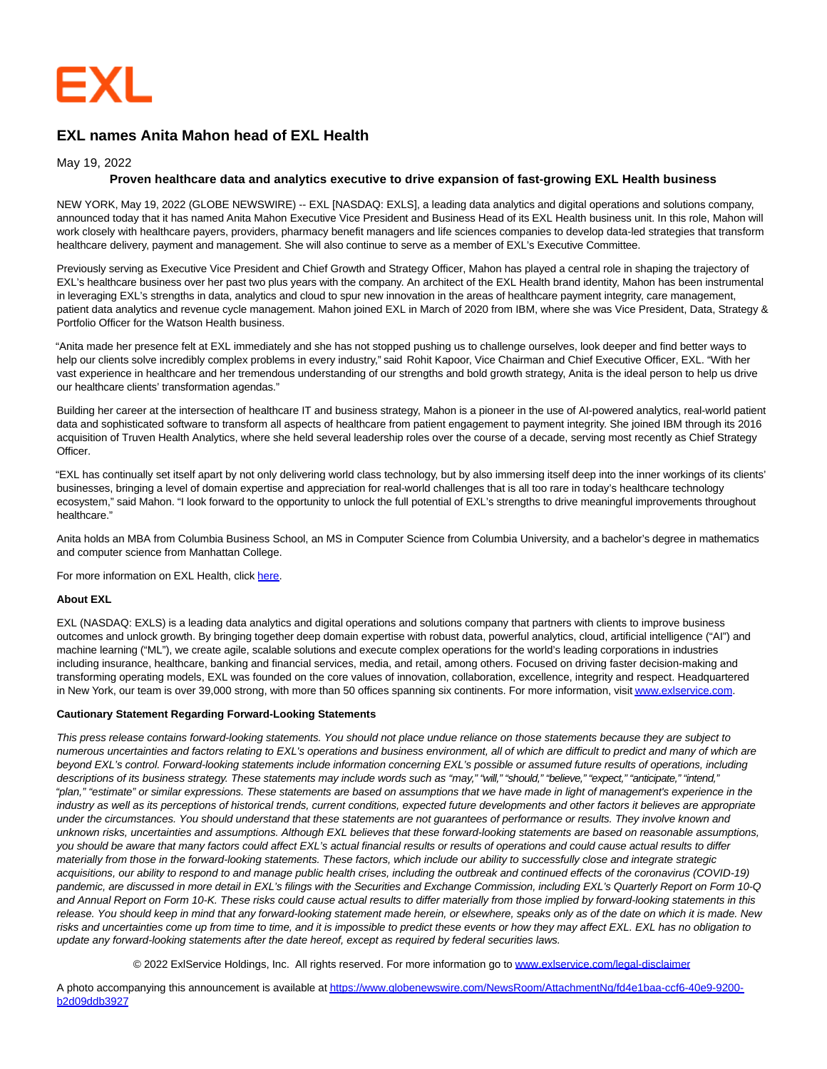EXL

# EXL names Anita Mahon head of EXL Health

May 19, 2022

**Proven healthcare data and analytics executive to drive expansion of fast-growing EXL Health business**

NEW YORK, May 19, 2022 (GLOBE NEWSWIRE) -- EXL [NASDAQ: EXLS], a leading data analytics and digital operations and solutions company, announced today that it has named Anita Mahon Executive Vice President and Business Head of its EXL Health business unit. In this role, Mahon will work closely with healthcare payers, providers, pharmacy benefit managers and life sciences companies to develop data-led strategies that transform healthcare delivery, payment and management. She will also continue to serve as a member of EXL's Executive Committee.

Previously serving as Executive Vice President and Chief Growth and Strategy Officer, Mahon has played a central role in shaping the trajectory of EXL's healthcare business over her past two plus years with the company. An architect of the EXL Health brand identity, Mahon has been instrumental in leveraging EXL's strengths in data, analytics and cloud to spur new innovation in the areas of healthcare payment integrity, care management, patient data analytics and revenue cycle management. Mahon joined EXL in March of 2020 from IBM, where she was Vice President, Data, Strategy & Portfolio Officer for the Watson Health business.

"Anita made her presence felt at EXL immediately and she has not stopped pushing us to challenge ourselves, look deeper and find better ways to help our clients solve incredibly complex problems in every industry," said Rohit Kapoor, Vice Chairman and Chief Executive Officer, EXL. "With her vast experience in healthcare and her tremendous understanding of our strengths and bold growth strategy, Anita is the ideal person to help us drive our healthcare clients' transformation agendas."

Building her career at the intersection of healthcare IT and business strategy, Mahon is a pioneer in the use of AI-powered analytics, real-world patient data and sophisticated software to transform all aspects of healthcare from patient engagement to payment integrity. She joined IBM through its 2016 acquisition of Truven Health Analytics, where she held several leadership roles over the course of a decade, serving most recently as Chief Strategy Officer.

"EXL has continually set itself apart by not only delivering world class technology, but by also immersing itself deep into the inner workings of its clients' businesses, bringing a level of domain expertise and appreciation for real-world challenges that is all too rare in today's healthcare technology ecosystem," said Mahon. "I look forward to the opportunity to unlock the full potential of EXL's strengths to drive meaningful improvements throughout healthcare."

Anita holds an MBA from Columbia Business School, an MS in Computer Science from Columbia University, and a bachelor's degree in mathematics and computer science from Manhattan College.

For more information on EXL Health, click here.

**About EXL**

EXL (NASDAQ: EXLS) is a leading data analytics and digital operations and solutions company that partners with clients to improve business outcomes and unlock growth. By bringing together deep domain expertise with robust data, powerful analytics, cloud, artificial intelligence ("AI") and machine learning ("ML"), we create agile, scalable solutions and execute complex operations for the world's leading corporations in industries including insurance, healthcare, banking and financial services, media, and retail, among others. Focused on driving faster decision-making and transforming operating models, EXL was founded on the core values of innovation, collaboration, excellence, integrity and respect. Headquartered in New York, our team is over 39,000 strong, with more than 50 offices spanning six continents. For more information, visit www.exlservice.com.

**Cautionary Statement Regarding Forward-Looking Statements**

*This press release contains forward-looking statements. You should not place undue reliance on those statements because they are subject to numerous uncertainties and factors relating to EXL's operations and business environment, all of which are difficult to predict and many of which are beyond EXL's control. Forward-looking statements include information concerning EXL's possible or assumed future results of operations, including descriptions of its business strategy. These statements may include words such as "may," "will," "should," "believe," "expect," "anticipate," "intend," "plan," "estimate" or similar expressions. These statements are based on assumptions that we have made in light of management's experience in the industry as well as its perceptions of historical trends, current conditions, expected future developments and other factors it believes are appropriate under the circumstances. You should understand that these statements are not guarantees of performance or results. They involve known and unknown risks, uncertainties and assumptions. Although EXL believes that these forward-looking statements are based on reasonable assumptions, you should be aware that many factors could affect EXL's actual financial results or results of operations and could cause actual results to differ materially from those in the forward-looking statements. These factors, which include our ability to successfully close and integrate strategic acquisitions, our ability to respond to and manage public health crises, including the outbreak and continued effects of the coronavirus (COVID-19) pandemic, are discussed in more detail in EXL's filings with the Securities and Exchange Commission, including EXL's Quarterly Report on Form 10-Q and Annual Report on Form 10-K. These risks could cause actual results to differ materially from those implied by forward-looking statements in this release. You should keep in mind that any forward-looking statement made herein, or elsewhere, speaks only as of the date on which it is made. New risks and uncertainties come up from time to time, and it is impossible to predict these events or how they may affect EXL. EXL has no obligation to update any forward-looking statements after the date hereof, except as required by federal securities laws.*

© 2022 ExlService Holdings, Inc. All rights reserved. For more information go to www.exlservice.com/legal-disclaimer

A photo accompanying this announcement is available at https://www.globenewswire.com/NewsRoom/AttachmentNg/fd4e1baa-ccf6-40e9-9200-b2d09ddb3927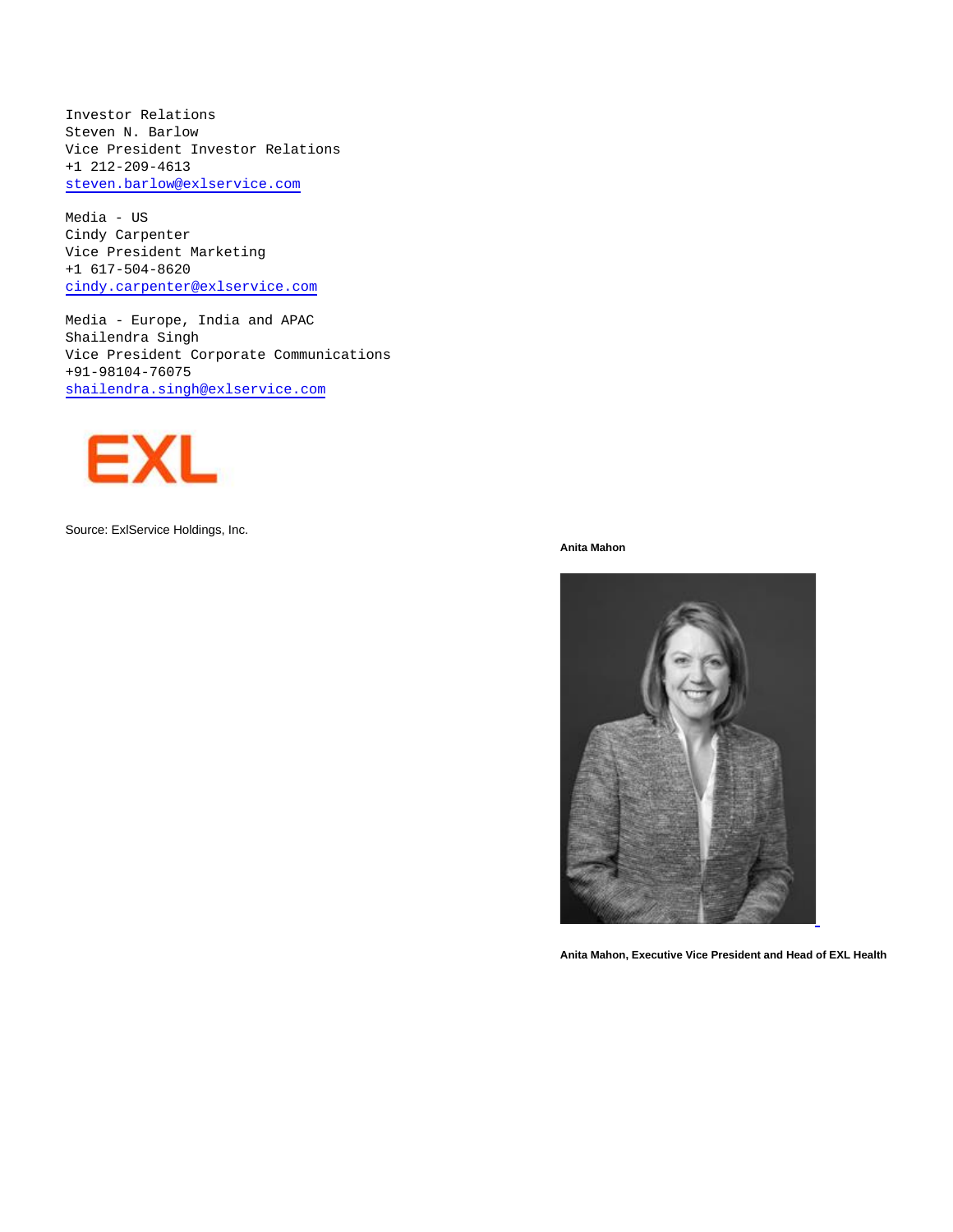Investor Relations
Steven N. Barlow
Vice President Investor Relations
+1 212-209-4613
steven.barlow@exlservice.com

Media - US
Cindy Carpenter
Vice President Marketing
+1 617-504-8620
cindy.carpenter@exlservice.com

Media - Europe, India and APAC
Shailendra Singh
Vice President Corporate Communications
+91-98104-76075
shailendra.singh@exlservice.com

Source: ExlService Holdings, Inc.

**Anita Mahon**

**Anita Mahon, Executive Vice President and Head of EXL Health**